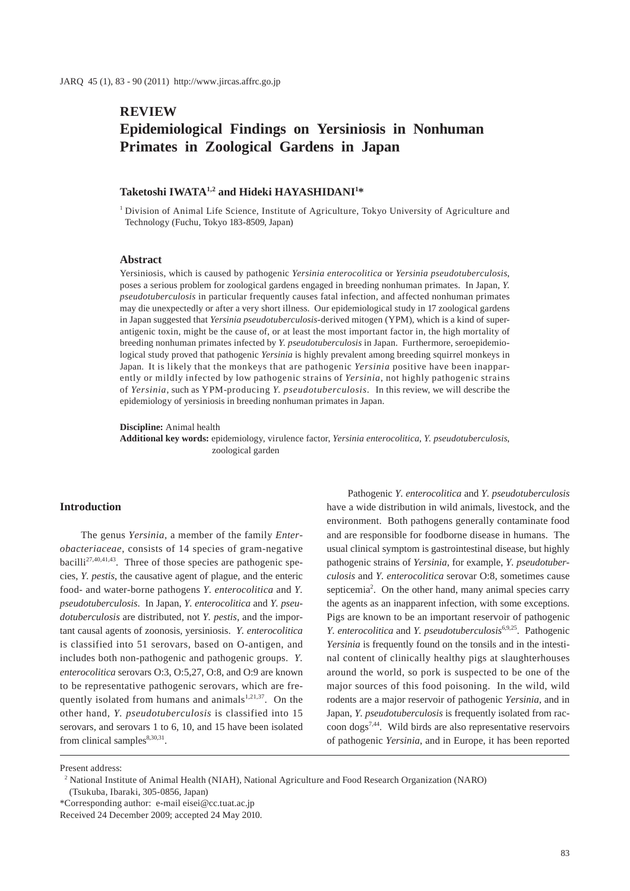# REVIEW

# Epidemiological Findings on Yersiniosis in Nonhuman Primates in Zoological Gardens in Japan

**Taketoshi IWATA[1,2] and Hideki HAYASHIDANI[1]\***

[1] Division of Animal Life Science, Institute of Agriculture, Tokyo University of Agriculture and Technology (Fuchu, Tokyo 183-8509, Japan)

### Abstract

Yersiniosis, which is caused by pathogenic *Yersinia enterocolitica* or *Yersinia pseudotuberculosis*, poses a serious problem for zoological gardens engaged in breeding nonhuman primates. In Japan, *Y. pseudotuberculosis* in particular frequently causes fatal infection, and affected nonhuman primates may die unexpectedly or after a very short illness. Our epidemiological study in 17 zoological gardens in Japan suggested that *Yersinia pseudotuberculosis*-derived mitogen (YPM), which is a kind of superantigenic toxin, might be the cause of, or at least the most important factor in, the high mortality of breeding nonhuman primates infected by *Y. pseudotuberculosis* in Japan. Furthermore, seroepidemiological study proved that pathogenic *Yersinia* is highly prevalent among breeding squirrel monkeys in Japan. It is likely that the monkeys that are pathogenic *Yersinia* positive have been inapparently or mildly infected by low pathogenic strains of *Yersinia*, not highly pathogenic strains of *Yersinia*, such as YPM-producing *Y. pseudotuberculosis*. In this review, we will describe the epidemiology of yersiniosis in breeding nonhuman primates in Japan.

**Discipline:** Animal health
**Additional key words:** epidemiology, virulence factor, *Yersinia enterocolitica*, *Y. pseudotuberculosis*, zoological garden

## Introduction

The genus *Yersinia*, a member of the family *Enterobacteriaceae*, consists of 14 species of gram-negative bacilli[27,40,41,43]. Three of those species are pathogenic species, *Y. pestis*, the causative agent of plague, and the enteric food- and water-borne pathogens *Y. enterocolitica* and *Y. pseudotuberculosis*. In Japan, *Y. enterocolitica* and *Y. pseudotuberculosis* are distributed, not *Y. pestis*, and the important causal agents of zoonosis, yersiniosis. *Y. enterocolitica* is classified into 51 serovars, based on O-antigen, and includes both non-pathogenic and pathogenic groups. *Y. enterocolitica* serovars O:3, O:5,27, O:8, and O:9 are known to be representative pathogenic serovars, which are frequently isolated from humans and animals[1,21,37]. On the other hand, *Y. pseudotuberculosis* is classified into 15 serovars, and serovars 1 to 6, 10, and 15 have been isolated from clinical samples[8,30,31].

Pathogenic *Y. enterocolitica* and *Y. pseudotuberculosis* have a wide distribution in wild animals, livestock, and the environment. Both pathogens generally contaminate food and are responsible for foodborne disease in humans. The usual clinical symptom is gastrointestinal disease, but highly pathogenic strains of *Yersinia*, for example, *Y. pseudotuberculosis* and *Y. enterocolitica* serovar O:8, sometimes cause septicemia[2]. On the other hand, many animal species carry the agents as an inapparent infection, with some exceptions. Pigs are known to be an important reservoir of pathogenic *Y. enterocolitica* and *Y. pseudotuberculosis*[6,9,25]. Pathogenic *Yersinia* is frequently found on the tonsils and in the intestinal content of clinically healthy pigs at slaughterhouses around the world, so pork is suspected to be one of the major sources of this food poisoning. In the wild, wild rodents are a major reservoir of pathogenic *Yersinia*, and in Japan, *Y. pseudotuberculosis* is frequently isolated from raccoon dogs[7,44]. Wild birds are also representative reservoirs of pathogenic *Yersinia*, and in Europe, it has been reported

---

Present address:
[2] National Institute of Animal Health (NIAH), National Agriculture and Food Research Organization (NARO) (Tsukuba, Ibaraki, 305-0856, Japan)
\*Corresponding author: e-mail eisei@cc.tuat.ac.jp
Received 24 December 2009; accepted 24 May 2010.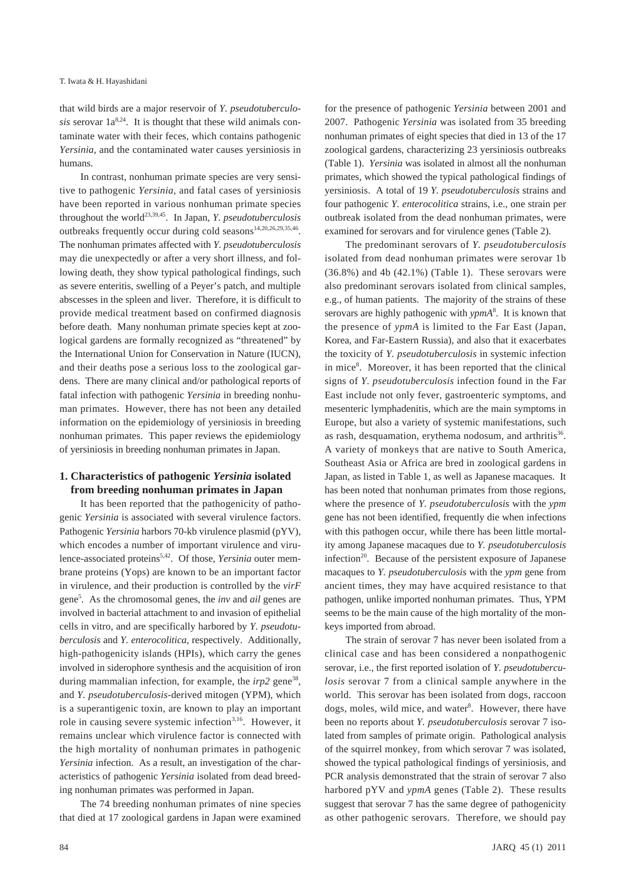that wild birds are a major reservoir of *Y. pseudotuberculosis* serovar 1a[8,24]. It is thought that these wild animals contaminate water with their feces, which contains pathogenic *Yersinia*, and the contaminated water causes yersiniosis in humans.

In contrast, nonhuman primate species are very sensitive to pathogenic *Yersinia*, and fatal cases of yersiniosis have been reported in various nonhuman primate species throughout the world[23,39,45]. In Japan, *Y. pseudotuberculosis* outbreaks frequently occur during cold seasons[14,20,26,29,35,46]. The nonhuman primates affected with *Y. pseudotuberculosis* may die unexpectedly or after a very short illness, and following death, they show typical pathological findings, such as severe enteritis, swelling of a Peyer's patch, and multiple abscesses in the spleen and liver. Therefore, it is difficult to provide medical treatment based on confirmed diagnosis before death. Many nonhuman primate species kept at zoological gardens are formally recognized as "threatened" by the International Union for Conservation in Nature (IUCN), and their deaths pose a serious loss to the zoological gardens. There are many clinical and/or pathological reports of fatal infection with pathogenic *Yersinia* in breeding nonhuman primates. However, there has not been any detailed information on the epidemiology of yersiniosis in breeding nonhuman primates. This paper reviews the epidemiology of yersiniosis in breeding nonhuman primates in Japan.

## 1. Characteristics of pathogenic *Yersinia* isolated from breeding nonhuman primates in Japan

It has been reported that the pathogenicity of pathogenic *Yersinia* is associated with several virulence factors. Pathogenic *Yersinia* harbors 70-kb virulence plasmid (pYV), which encodes a number of important virulence and virulence-associated proteins[5,42]. Of those, *Yersinia* outer membrane proteins (Yops) are known to be an important factor in virulence, and their production is controlled by the *virF* gene[5]. As the chromosomal genes, the *inv* and *ail* genes are involved in bacterial attachment to and invasion of epithelial cells in vitro, and are specifically harbored by *Y. pseudotuberculosis* and *Y. enterocolitica*, respectively. Additionally, high-pathogenicity islands (HPIs), which carry the genes involved in siderophore synthesis and the acquisition of iron during mammalian infection, for example, the *irp2* gene[38], and *Y. pseudotuberculosis*-derived mitogen (YPM), which is a superantigenic toxin, are known to play an important role in causing severe systemic infection[3,16]. However, it remains unclear which virulence factor is connected with the high mortality of nonhuman primates in pathogenic *Yersinia* infection. As a result, an investigation of the characteristics of pathogenic *Yersinia* isolated from dead breeding nonhuman primates was performed in Japan.

The 74 breeding nonhuman primates of nine species that died at 17 zoological gardens in Japan were examined for the presence of pathogenic *Yersinia* between 2001 and 2007. Pathogenic *Yersinia* was isolated from 35 breeding nonhuman primates of eight species that died in 13 of the 17 zoological gardens, characterizing 23 yersiniosis outbreaks (Table 1). *Yersinia* was isolated in almost all the nonhuman primates, which showed the typical pathological findings of yersiniosis. A total of 19 *Y. pseudotuberculosis* strains and four pathogenic *Y. enterocolitica* strains, i.e., one strain per outbreak isolated from the dead nonhuman primates, were examined for serovars and for virulence genes (Table 2).

The predominant serovars of *Y. pseudotuberculosis* isolated from dead nonhuman primates were serovar 1b (36.8%) and 4b (42.1%) (Table 1). These serovars were also predominant serovars isolated from clinical samples, e.g., of human patients. The majority of the strains of these serovars are highly pathogenic with *ypmA*[8]. It is known that the presence of *ypmA* is limited to the Far East (Japan, Korea, and Far-Eastern Russia), and also that it exacerbates the toxicity of *Y. pseudotuberculosis* in systemic infection in mice[8]. Moreover, it has been reported that the clinical signs of *Y. pseudotuberculosis* infection found in the Far East include not only fever, gastroenteric symptoms, and mesenteric lymphadenitis, which are the main symptoms in Europe, but also a variety of systemic manifestations, such as rash, desquamation, erythema nodosum, and arthritis[36]. A variety of monkeys that are native to South America, Southeast Asia or Africa are bred in zoological gardens in Japan, as listed in Table 1, as well as Japanese macaques. It has been noted that nonhuman primates from those regions, where the presence of *Y. pseudotuberculosis* with the *ypm* gene has not been identified, frequently die when infections with this pathogen occur, while there has been little mortality among Japanese macaques due to *Y. pseudotuberculosis* infection[20]. Because of the persistent exposure of Japanese macaques to *Y. pseudotuberculosis* with the *ypm* gene from ancient times, they may have acquired resistance to that pathogen, unlike imported nonhuman primates. Thus, YPM seems to be the main cause of the high mortality of the monkeys imported from abroad.

The strain of serovar 7 has never been isolated from a clinical case and has been considered a nonpathogenic serovar, i.e., the first reported isolation of *Y. pseudotuberculosis* serovar 7 from a clinical sample anywhere in the world. This serovar has been isolated from dogs, raccoon dogs, moles, wild mice, and water[8]. However, there have been no reports about *Y. pseudotuberculosis* serovar 7 isolated from samples of primate origin. Pathological analysis of the squirrel monkey, from which serovar 7 was isolated, showed the typical pathological findings of yersiniosis, and PCR analysis demonstrated that the strain of serovar 7 also harbored pYV and *ypmA* genes (Table 2). These results suggest that serovar 7 has the same degree of pathogenicity as other pathogenic serovars. Therefore, we should pay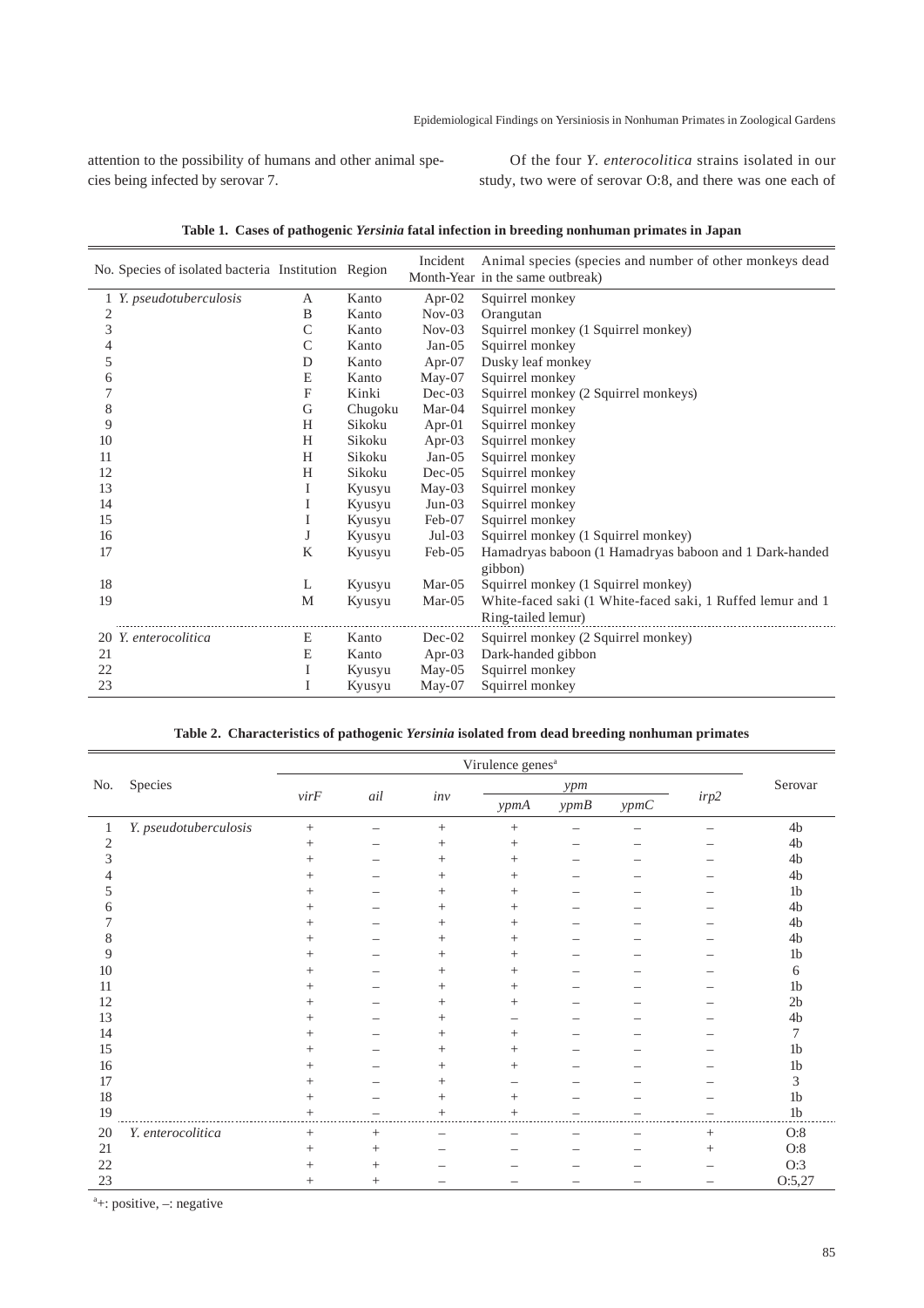attention to the possibility of humans and other animal species being infected by serovar 7.

Of the four *Y. enterocolitica* strains isolated in our study, two were of serovar O:8, and there was one each of

**Table 1. Cases of pathogenic *Yersinia* fatal infection in breeding nonhuman primates in Japan**

| No. | Species of isolated bacteria | Institution | Region | Incident Month-Year | Animal species (species and number of other monkeys dead in the same outbreak) |
|---|---|---|---|---|---|
| 1 | *Y. pseudotuberculosis* | A | Kanto | Apr-02 | Squirrel monkey |
| 2 | | B | Kanto | Nov-03 | Orangutan |
| 3 | | C | Kanto | Nov-03 | Squirrel monkey (1 Squirrel monkey) |
| 4 | | C | Kanto | Jan-05 | Squirrel monkey |
| 5 | | D | Kanto | Apr-07 | Dusky leaf monkey |
| 6 | | E | Kanto | May-07 | Squirrel monkey |
| 7 | | F | Kinki | Dec-03 | Squirrel monkey (2 Squirrel monkeys) |
| 8 | | G | Chugoku | Mar-04 | Squirrel monkey |
| 9 | | H | Sikoku | Apr-01 | Squirrel monkey |
| 10 | | H | Sikoku | Apr-03 | Squirrel monkey |
| 11 | | H | Sikoku | Jan-05 | Squirrel monkey |
| 12 | | H | Sikoku | Dec-05 | Squirrel monkey |
| 13 | | I | Kyusyu | May-03 | Squirrel monkey |
| 14 | | I | Kyusyu | Jun-03 | Squirrel monkey |
| 15 | | I | Kyusyu | Feb-07 | Squirrel monkey |
| 16 | | J | Kyusyu | Jul-03 | Squirrel monkey (1 Squirrel monkey) |
| 17 | | K | Kyusyu | Feb-05 | Hamadryas baboon (1 Hamadryas baboon and 1 Dark-handed gibbon) |
| 18 | | L | Kyusyu | Mar-05 | Squirrel monkey (1 Squirrel monkey) |
| 19 | | M | Kyusyu | Mar-05 | White-faced saki (1 White-faced saki, 1 Ruffed lemur and 1 Ring-tailed lemur) |
| 20 | *Y. enterocolitica* | E | Kanto | Dec-02 | Squirrel monkey (2 Squirrel monkey) |
| 21 | | E | Kanto | Apr-03 | Dark-handed gibbon |
| 22 | | I | Kyusyu | May-05 | Squirrel monkey |
| 23 | | I | Kyusyu | May-07 | Squirrel monkey |

**Table 2. Characteristics of pathogenic *Yersinia* isolated from dead breeding nonhuman primates**

| No. | Species | Virulence genes[a] | | | | | | | Serovar |
|---|---|---|---|---|---|---|---|---|---|
| | | *virF* | *ail* | *inv* | *ypm* | | | *irp2* | |
| | | | | | *ypmA* | *ypmB* | *ypmC* | | |
| 1 | *Y. pseudotuberculosis* | + | – | + | + | – | – | – | 4b |
| 2 | | + | – | + | + | – | – | – | 4b |
| 3 | | + | – | + | + | – | – | – | 4b |
| 4 | | + | – | + | + | – | – | – | 4b |
| 5 | | + | – | + | + | – | – | – | 1b |
| 6 | | + | – | + | + | – | – | – | 4b |
| 7 | | + | – | + | + | – | – | – | 4b |
| 8 | | + | – | + | + | – | – | – | 4b |
| 9 | | + | – | + | + | – | – | – | 1b |
| 10 | | + | – | + | + | – | – | – | 6 |
| 11 | | + | – | + | + | – | – | – | 1b |
| 12 | | + | – | + | + | – | – | – | 2b |
| 13 | | + | – | + | – | – | – | – | 4b |
| 14 | | + | – | + | + | – | – | – | 7 |
| 15 | | + | – | + | + | – | – | – | 1b |
| 16 | | + | – | + | + | – | – | – | 1b |
| 17 | | + | – | + | – | – | – | – | 3 |
| 18 | | + | – | + | + | – | – | – | 1b |
| 19 | | + | – | + | + | – | – | – | 1b |
| 20 | *Y. enterocolitica* | + | + | – | – | – | – | + | O:8 |
| 21 | | + | + | – | – | – | – | + | O:8 |
| 22 | | + | + | – | – | – | – | – | O:3 |
| 23 | | + | + | – | – | – | – | – | O:5,27 |

[a]+: positive, –: negative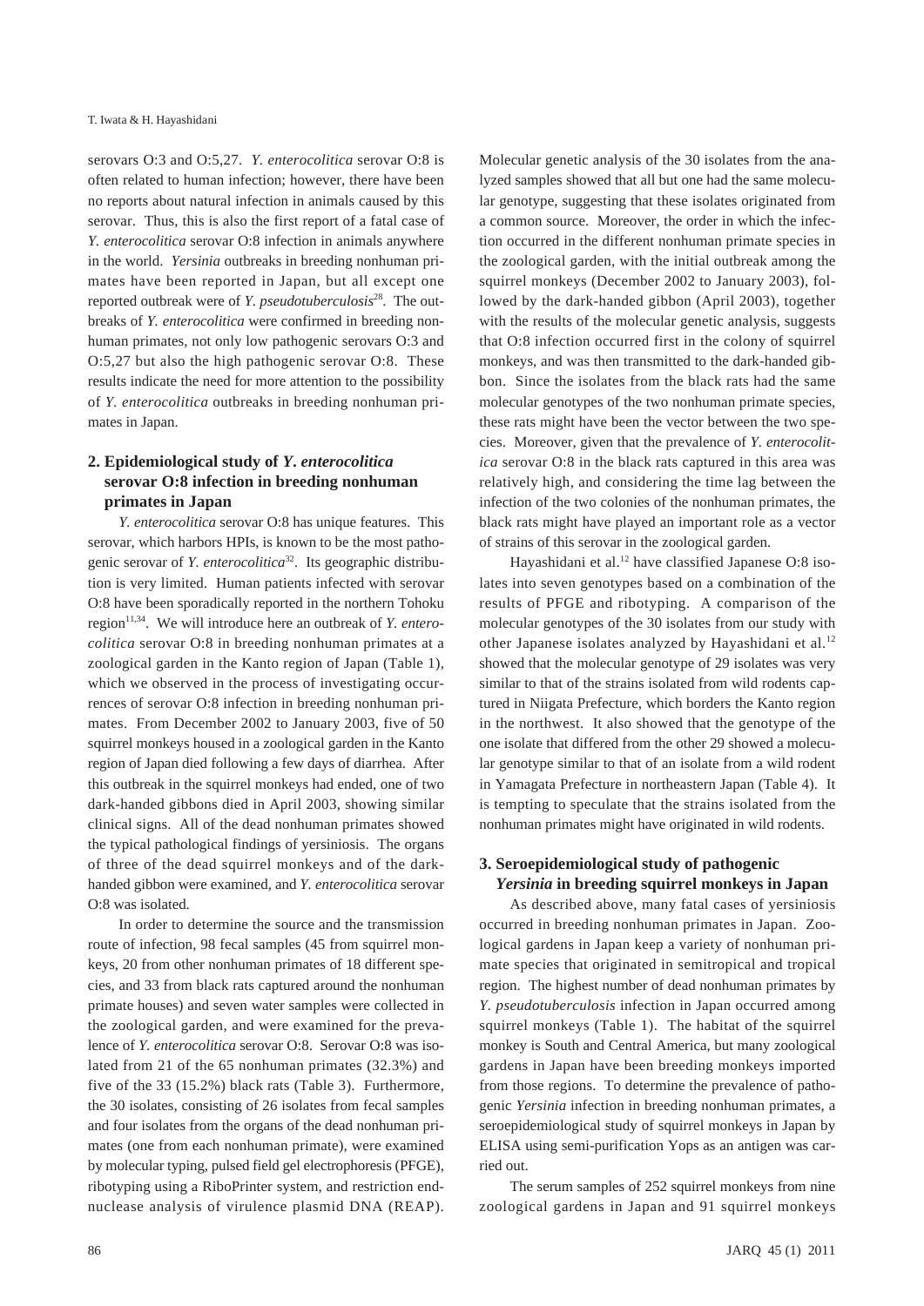serovars O:3 and O:5,27. *Y. enterocolitica* serovar O:8 is often related to human infection; however, there have been no reports about natural infection in animals caused by this serovar. Thus, this is also the first report of a fatal case of *Y. enterocolitica* serovar O:8 infection in animals anywhere in the world. *Yersinia* outbreaks in breeding nonhuman primates have been reported in Japan, but all except one reported outbreak were of *Y. pseudotuberculosis*[28]. The outbreaks of *Y. enterocolitica* were confirmed in breeding nonhuman primates, not only low pathogenic serovars O:3 and O:5,27 but also the high pathogenic serovar O:8. These results indicate the need for more attention to the possibility of *Y. enterocolitica* outbreaks in breeding nonhuman primates in Japan.

## 2. Epidemiological study of *Y. enterocolitica* serovar O:8 infection in breeding nonhuman primates in Japan

*Y. enterocolitica* serovar O:8 has unique features. This serovar, which harbors HPIs, is known to be the most pathogenic serovar of *Y. enterocolitica*[32]. Its geographic distribution is very limited. Human patients infected with serovar O:8 have been sporadically reported in the northern Tohoku region[11,34]. We will introduce here an outbreak of *Y. enterocolitica* serovar O:8 in breeding nonhuman primates at a zoological garden in the Kanto region of Japan (Table 1), which we observed in the process of investigating occurrences of serovar O:8 infection in breeding nonhuman primates. From December 2002 to January 2003, five of 50 squirrel monkeys housed in a zoological garden in the Kanto region of Japan died following a few days of diarrhea. After this outbreak in the squirrel monkeys had ended, one of two dark-handed gibbons died in April 2003, showing similar clinical signs. All of the dead nonhuman primates showed the typical pathological findings of yersiniosis. The organs of three of the dead squirrel monkeys and of the dark-handed gibbon were examined, and *Y. enterocolitica* serovar O:8 was isolated.

In order to determine the source and the transmission route of infection, 98 fecal samples (45 from squirrel monkeys, 20 from other nonhuman primates of 18 different species, and 33 from black rats captured around the nonhuman primate houses) and seven water samples were collected in the zoological garden, and were examined for the prevalence of *Y. enterocolitica* serovar O:8. Serovar O:8 was isolated from 21 of the 65 nonhuman primates (32.3%) and five of the 33 (15.2%) black rats (Table 3). Furthermore, the 30 isolates, consisting of 26 isolates from fecal samples and four isolates from the organs of the dead nonhuman primates (one from each nonhuman primate), were examined by molecular typing, pulsed field gel electrophoresis (PFGE), ribotyping using a RiboPrinter system, and restriction endnuclease analysis of virulence plasmid DNA (REAP). Molecular genetic analysis of the 30 isolates from the analyzed samples showed that all but one had the same molecular genotype, suggesting that these isolates originated from a common source. Moreover, the order in which the infection occurred in the different nonhuman primate species in the zoological garden, with the initial outbreak among the squirrel monkeys (December 2002 to January 2003), followed by the dark-handed gibbon (April 2003), together with the results of the molecular genetic analysis, suggests that O:8 infection occurred first in the colony of squirrel monkeys, and was then transmitted to the dark-handed gibbon. Since the isolates from the black rats had the same molecular genotypes of the two nonhuman primate species, these rats might have been the vector between the two species. Moreover, given that the prevalence of *Y. enterocolitica* serovar O:8 in the black rats captured in this area was relatively high, and considering the time lag between the infection of the two colonies of the nonhuman primates, the black rats might have played an important role as a vector of strains of this serovar in the zoological garden.

Hayashidani et al.[12] have classified Japanese O:8 isolates into seven genotypes based on a combination of the results of PFGE and ribotyping. A comparison of the molecular genotypes of the 30 isolates from our study with other Japanese isolates analyzed by Hayashidani et al.[12] showed that the molecular genotype of 29 isolates was very similar to that of the strains isolated from wild rodents captured in Niigata Prefecture, which borders the Kanto region in the northwest. It also showed that the genotype of the one isolate that differed from the other 29 showed a molecular genotype similar to that of an isolate from a wild rodent in Yamagata Prefecture in northeastern Japan (Table 4). It is tempting to speculate that the strains isolated from the nonhuman primates might have originated in wild rodents.

## 3. Seroepidemiological study of pathogenic *Yersinia* in breeding squirrel monkeys in Japan

As described above, many fatal cases of yersiniosis occurred in breeding nonhuman primates in Japan. Zoological gardens in Japan keep a variety of nonhuman primate species that originated in semitropical and tropical region. The highest number of dead nonhuman primates by *Y. pseudotuberculosis* infection in Japan occurred among squirrel monkeys (Table 1). The habitat of the squirrel monkey is South and Central America, but many zoological gardens in Japan have been breeding monkeys imported from those regions. To determine the prevalence of pathogenic *Yersinia* infection in breeding nonhuman primates, a seroepidemiological study of squirrel monkeys in Japan by ELISA using semi-purification Yops as an antigen was carried out.

The serum samples of 252 squirrel monkeys from nine zoological gardens in Japan and 91 squirrel monkeys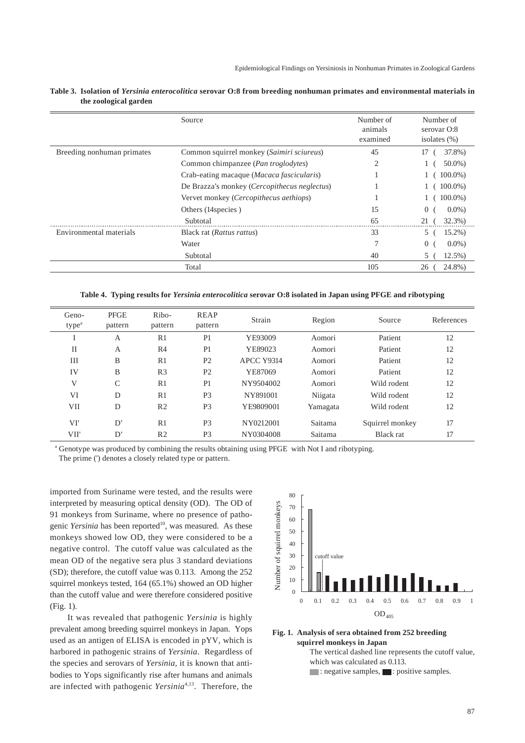**Table 3. Isolation of *Yersinia enterocolitica* serovar O:8 from breeding nonhuman primates and environmental materials in the zoological garden**

| | Source | Number of animals examined | Number of serovar O:8 isolates (%) |
|---|---|---|---|
| Breeding nonhuman primates | Common squirrel monkey (*Saimiri sciureus*) | 45 | 17 ( 37.8%) |
| | Common chimpanzee (*Pan troglodytes*) | 2 | 1 ( 50.0%) |
| | Crab-eating macaque (*Macaca fascicularis*) | 1 | 1 ( 100.0%) |
| | De Brazza's monkey (*Cercopithecus neglectus*) | 1 | 1 ( 100.0%) |
| | Vervet monkey (*Cercopithecus aethiops*) | 1 | 1 ( 100.0%) |
| | Others (14species ) | 15 | 0 ( 0.0%) |
| | Subtotal | 65 | 21 ( 32.3%) |
| Environmental materials | Black rat (*Rattus rattus*) | 33 | 5 ( 15.2%) |
| | Water | 7 | 0 ( 0.0%) |
| | Subtotal | 40 | 5 ( 12.5%) |
| | Total | 105 | 26 ( 24.8%) |

**Table 4. Typing results for *Yersinia enterocolitica* serovar O:8 isolated in Japan using PFGE and ribotyping**

| Geno-type[a] | PFGE pattern | Ribo-pattern | REAP pattern | Strain | Region | Source | References |
|---|---|---|---|---|---|---|---|
| I | A | R1 | P1 | YE93009 | Aomori | Patient | 12 |
| II | A | R4 | P1 | YE89023 | Aomori | Patient | 12 |
| III | B | R1 | P2 | APCC Y9314 | Aomori | Patient | 12 |
| IV | B | R3 | P2 | YE87069 | Aomori | Patient | 12 |
| V | C | R1 | P1 | NY9504002 | Aomori | Wild rodent | 12 |
| VI | D | R1 | P3 | NY891001 | Niigata | Wild rodent | 12 |
| VII | D | R2 | P3 | YE9809001 | Yamagata | Wild rodent | 12 |
| VI' | D' | R1 | P3 | NY0212001 | Saitama | Squirrel monkey | 17 |
| VII' | D' | R2 | P3 | NY0304008 | Saitama | Black rat | 17 |

[a] Genotype was produced by combining the results obtaining using PFGE with Not I and ribotyping.
The prime (') denotes a closely related type or pattern.

imported from Suriname were tested, and the results were interpreted by measuring optical density (OD). The OD of 91 monkeys from Suriname, where no presence of pathogenic *Yersinia* has been reported[10], was measured. As these monkeys showed low OD, they were considered to be a negative control. The cutoff value was calculated as the mean OD of the negative sera plus 3 standard deviations (SD); therefore, the cutoff value was 0.113. Among the 252 squirrel monkeys tested, 164 (65.1%) showed an OD higher than the cutoff value and were therefore considered positive (Fig. 1).

It was revealed that pathogenic *Yersinia* is highly prevalent among breeding squirrel monkeys in Japan. Yops used as an antigen of ELISA is encoded in pYV, which is harbored in pathogenic strains of *Yersinia*. Regardless of the species and serovars of *Yersinia*, it is known that antibodies to Yops significantly rise after humans and animals are infected with pathogenic *Yersinia*[4,13]. Therefore, the

**Fig. 1. Analysis of sera obtained from 252 breeding squirrel monkeys in Japan**

The vertical dashed line represents the cutoff value, which was calculated as 0.113.
▇ : negative samples, ▇ : positive samples.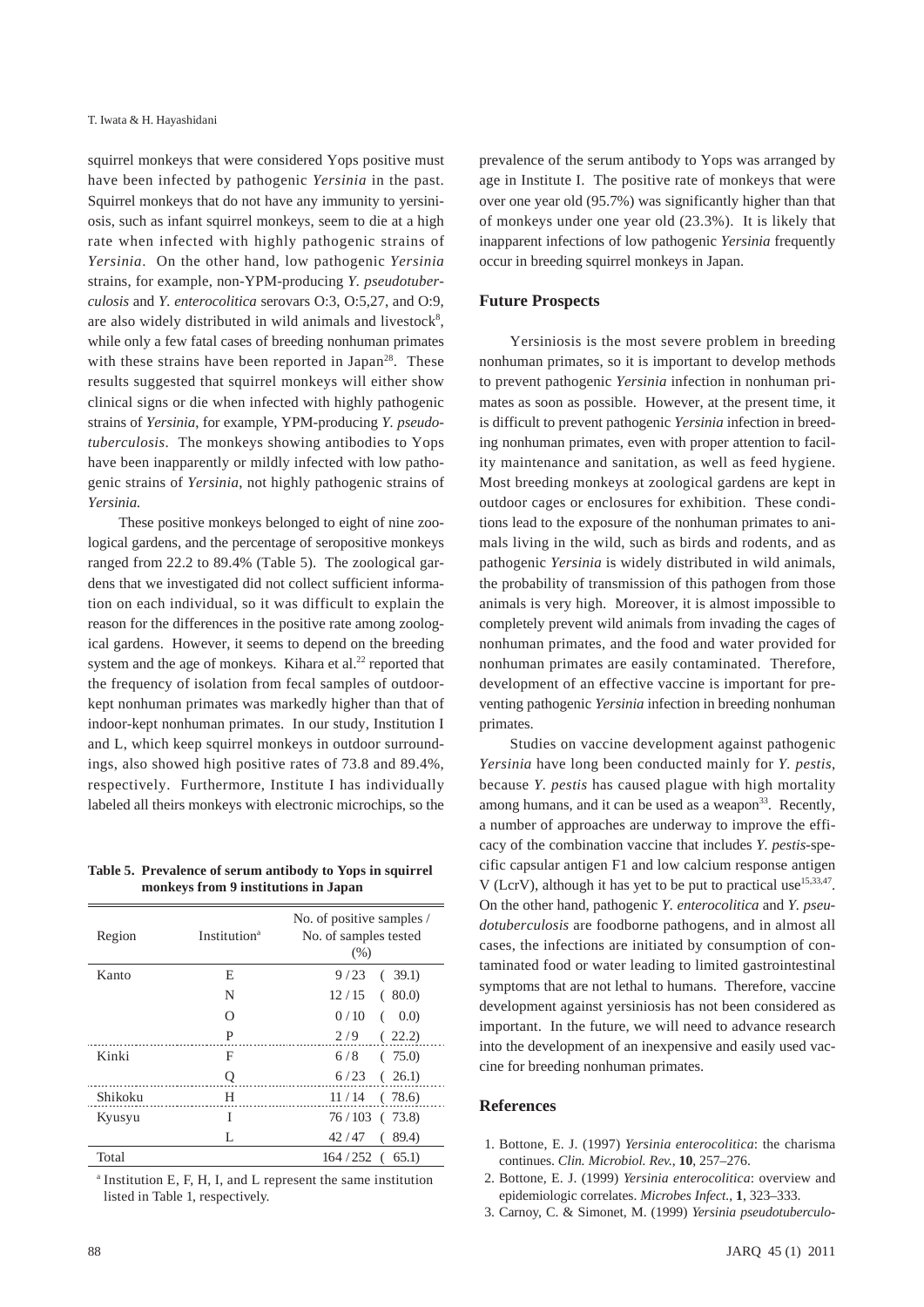squirrel monkeys that were considered Yops positive must have been infected by pathogenic *Yersinia* in the past. Squirrel monkeys that do not have any immunity to yersiniosis, such as infant squirrel monkeys, seem to die at a high rate when infected with highly pathogenic strains of *Yersinia*. On the other hand, low pathogenic *Yersinia* strains, for example, non-YPM-producing *Y. pseudotuberculosis* and *Y. enterocolitica* serovars O:3, O:5,27, and O:9, are also widely distributed in wild animals and livestock[8], while only a few fatal cases of breeding nonhuman primates with these strains have been reported in Japan[28]. These results suggested that squirrel monkeys will either show clinical signs or die when infected with highly pathogenic strains of *Yersinia*, for example, YPM-producing *Y. pseudotuberculosis*. The monkeys showing antibodies to Yops have been inapparently or mildly infected with low pathogenic strains of *Yersinia*, not highly pathogenic strains of *Yersinia.*

These positive monkeys belonged to eight of nine zoological gardens, and the percentage of seropositive monkeys ranged from 22.2 to 89.4% (Table 5). The zoological gardens that we investigated did not collect sufficient information on each individual, so it was difficult to explain the reason for the differences in the positive rate among zoological gardens. However, it seems to depend on the breeding system and the age of monkeys. Kihara et al.[22] reported that the frequency of isolation from fecal samples of outdoor-kept nonhuman primates was markedly higher than that of indoor-kept nonhuman primates. In our study, Institution I and L, which keep squirrel monkeys in outdoor surroundings, also showed high positive rates of 73.8 and 89.4%, respectively. Furthermore, Institute I has individually labeled all theirs monkeys with electronic microchips, so the prevalence of the serum antibody to Yops was arranged by age in Institute I. The positive rate of monkeys that were over one year old (95.7%) was significantly higher than that of monkeys under one year old (23.3%). It is likely that inapparent infections of low pathogenic *Yersinia* frequently occur in breeding squirrel monkeys in Japan.

**Table 5. Prevalence of serum antibody to Yops in squirrel monkeys from 9 institutions in Japan**

| Region | Institution[a] | No. of positive samples / No. of samples tested (%) |
|---|---|---|
| Kanto | E | 9 / 23 ( 39.1) |
| | N | 12 / 15 ( 80.0) |
| | O | 0 / 10 ( 0.0) |
| | P | 2 / 9 ( 22.2) |
| Kinki | F | 6 / 8 ( 75.0) |
| | Q | 6 / 23 ( 26.1) |
| Shikoku | H | 11 / 14 ( 78.6) |
| Kyusyu | I | 76 / 103 ( 73.8) |
| | L | 42 / 47 ( 89.4) |
| Total | | 164 / 252 ( 65.1) |

[a] Institution E, F, H, I, and L represent the same institution listed in Table 1, respectively.

## Future Prospects

Yersiniosis is the most severe problem in breeding nonhuman primates, so it is important to develop methods to prevent pathogenic *Yersinia* infection in nonhuman primates as soon as possible. However, at the present time, it is difficult to prevent pathogenic *Yersinia* infection in breeding nonhuman primates, even with proper attention to facility maintenance and sanitation, as well as feed hygiene. Most breeding monkeys at zoological gardens are kept in outdoor cages or enclosures for exhibition. These conditions lead to the exposure of the nonhuman primates to animals living in the wild, such as birds and rodents, and as pathogenic *Yersinia* is widely distributed in wild animals, the probability of transmission of this pathogen from those animals is very high. Moreover, it is almost impossible to completely prevent wild animals from invading the cages of nonhuman primates, and the food and water provided for nonhuman primates are easily contaminated. Therefore, development of an effective vaccine is important for preventing pathogenic *Yersinia* infection in breeding nonhuman primates.

Studies on vaccine development against pathogenic *Yersinia* have long been conducted mainly for *Y. pestis*, because *Y. pestis* has caused plague with high mortality among humans, and it can be used as a weapon[33]. Recently, a number of approaches are underway to improve the efficacy of the combination vaccine that includes *Y. pestis*-specific capsular antigen F1 and low calcium response antigen V (LcrV), although it has yet to be put to practical use[15,33,47]. On the other hand, pathogenic *Y. enterocolitica* and *Y. pseudotuberculosis* are foodborne pathogens, and in almost all cases, the infections are initiated by consumption of contaminated food or water leading to limited gastrointestinal symptoms that are not lethal to humans. Therefore, vaccine development against yersiniosis has not been considered as important. In the future, we will need to advance research into the development of an inexpensive and easily used vaccine for breeding nonhuman primates.

## References

1. Bottone, E. J. (1997) *Yersinia enterocolitica*: the charisma continues. *Clin. Microbiol. Rev.*, **10**, 257–276.
2. Bottone, E. J. (1999) *Yersinia enterocolitica*: overview and epidemiologic correlates. *Microbes Infect.*, **1**, 323–333.
3. Carnoy, C. & Simonet, M. (1999) *Yersinia pseudotuberculo-*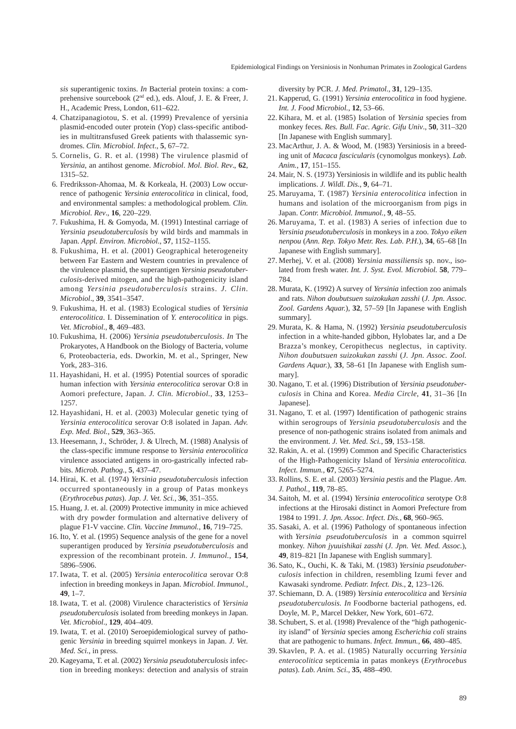*sis* superantigenic toxins. *In* Bacterial protein toxins: a comprehensive sourcebook (2nd ed.), eds. Alouf, J. E. & Freer, J. H., Academic Press, London, 611–622.

4. Chatzipanagiotou, S. et al. (1999) Prevalence of yersinia plasmid-encoded outer protein (Yop) class-specific antibodies in multitransfused Greek patients with thalassemic syndromes. *Clin. Microbiol. Infect*., **5**, 67–72.
5. Cornelis, G. R. et al. (1998) The virulence plasmid of *Yersinia*, an antihost genome. *Microbiol. Mol. Biol. Rev*., **62**, 1315–52.
6. Fredriksson-Ahomaa, M. & Korkeala, H. (2003) Low occurrence of pathogenic *Yersinia enterocolitica* in clinical, food, and environmental samples: a methodological problem. *Clin. Microbiol. Rev*., **16**, 220–229.
7. Fukushima, H. & Gomyoda, M. (1991) Intestinal carriage of *Yersinia pseudotuberculosis* by wild birds and mammals in Japan. *Appl. Environ. Microbiol.*, **57**, 1152–1155.
8. Fukushima, H. et al. (2001) Geographical heterogeneity between Far Eastern and Western countries in prevalence of the virulence plasmid, the superantigen *Yersinia pseudotuberculosis*-derived mitogen, and the high-pathogenicity island among *Yersinia pseudotuberculosis* strains. *J. Clin. Microbiol*., **39**, 3541–3547.
9. Fukushima, H. et al. (1983) Ecological studies of *Yersinia enterocolitica*. I. Dissemination of *Y. enterocolitica* in pigs. *Vet. Microbiol*., **8**, 469–483.
10. Fukushima, H. (2006) *Yersinia pseudotuberculosis*. *In* The Prokaryotes, A Handbook on the Biology of Bacteria, volume 6, Proteobacteria, eds. Dworkin, M. et al., Springer, New York, 283–316.
11. Hayashidani, H. et al. (1995) Potential sources of sporadic human infection with *Yersinia enterocolitica* serovar O:8 in Aomori prefecture, Japan. *J. Clin. Microbiol.*, **33**, 1253–1257.
12. Hayashidani, H. et al. (2003) Molecular genetic tying of *Yersinia enterocolitica* serovar O:8 isolated in Japan. *Adv. Exp. Med. Biol.*, **529**, 363–365.
13. Heesemann, J., Schröder, J. & Ulrech, M. (1988) Analysis of the class-specific immune response to *Yersinia enterocolitica* virulence associated antigens in oro-gastrically infected rabbits. *Microb. Pathog.*, **5**, 437–47.
14. Hirai, K. et al. (1974) *Yersinia pseudotuberculosis* infection occurred spontaneously in a group of Patas monkeys (*Erythrocebus patas*). *Jap. J. Vet. Sci.*, **36**, 351–355.
15. Huang, J. et. al. (2009) Protective immunity in mice achieved with dry powder formulation and alternative delivery of plague F1-V vaccine. *Clin. Vaccine Immunol.*, **16**, 719–725.
16. Ito, Y. et al. (1995) Sequence analysis of the gene for a novel superantigen produced by *Yersinia pseudotuberculosis* and expression of the recombinant protein. *J. Immunol.*, **154**, 5896–5906.
17. Iwata, T. et al. (2005) *Yersinia enterocolitica* serovar O:8 infection in breeding monkeys in Japan. *Microbiol. Immunol.*, **49**, 1–7.
18. Iwata, T. et al. (2008) Virulence characteristics of *Yersinia pseudotuberculosis* isolated from breeding monkeys in Japan. *Vet. Microbiol*., **129**, 404–409.
19. Iwata, T. et al. (2010) Seroepidemiological survey of pathogenic *Yersinia* in breeding squirrel monkeys in Japan. *J. Vet. Med. Sci*., in press.
20. Kageyama, T. et al. (2002) *Yersinia pseudotuberculosis* infection in breeding monkeys: detection and analysis of strain diversity by PCR. *J. Med. Primatol.*, **31**, 129–135.
21. Kapperud, G. (1991) *Yersinia enterocolitica* in food hygiene. *Int. J. Food Microbiol.*, **12**, 53–66.
22. Kihara, M. et al. (1985) Isolation of *Yersinia* species from monkey feces. *Res. Bull. Fac. Agric. Gifu Univ*., **50**, 311–320 [In Japanese with English summary].
23. MacArthur, J. A. & Wood, M. (1983) Yersiniosis in a breeding unit of *Macaca fascicularis* (cynomolgus monkeys). *Lab. Anim.*, **17**, 151–155.
24. Mair, N. S. (1973) Yersiniosis in wildlife and its public health implications. *J. Wildl. Dis.*, **9**, 64–71.
25. Maruyama, T. (1987) *Yersinia enterocolitica* infection in humans and isolation of the microorganism from pigs in Japan. *Contr. Microbiol. Immunol.*, **9**, 48–55.
26. Maruyama, T. et al. (1983) A series of infection due to *Yersinia pseudotuberculosis* in monkeys in a zoo. *Tokyo eiken nenpou* (*Ann. Rep. Tokyo Metr. Res. Lab. P.H.*), **34**, 65–68 [In Japanese with English summary].
27. Merhej, V. et al. (2008) *Yersinia massiliensis* sp. nov., isolated from fresh water. *Int. J. Syst. Evol. Microbiol.* **58**, 779–784.
28. Murata, K. (1992) A survey of *Yersinia* infection zoo animals and rats. *Nihon doubutsuen suizokukan zasshi* (*J. Jpn. Assoc. Zool. Gardens Aquar.*), **32**, 57–59 [In Japanese with English summary].
29. Murata, K. & Hama, N. (1992) *Yersinia pseudotuberculosis* infection in a white-handed gibbon, Hylobates lar, and a De Brazza's monkey, Ceropithecus neglectus, in captivity. *Nihon doubutsuen suizokukan zasshi* (*J. Jpn. Assoc. Zool. Gardens Aquar.*), **33**, 58–61 [In Japanese with English summary].
30. Nagano, T. et al. (1996) Distribution of *Yersinia pseudotuberculosis* in China and Korea. *Media Circle*, **41**, 31–36 [In Japanese].
31. Nagano, T. et al. (1997) Identification of pathogenic strains within serogroups of *Yersinia pseudotuberculosis* and the presence of non-pathogenic strains isolated from animals and the environment. *J. Vet. Med. Sci.*, **59**, 153–158.
32. Rakin, A. et al. (1999) Common and Specific Characteristics of the High-Pathogenicity Island of *Yersinia enterocolitica. Infect. Immun.*, **67**, 5265–5274.
33. Rollins, S. E. et al. (2003) *Yersinia pestis* and the Plague. *Am. J. Pathol.*, **119**, 78–85.
34. Saitoh, M. et al. (1994) *Yersinia enterocolitica* serotype O:8 infections at the Hirosaki distinct in Aomori Prefecture from 1984 to 1991. *J. Jpn. Assoc. Infect. Dis.*, **68**, 960–965.
35. Sasaki, A. et al. (1996) Pathology of spontaneous infection with *Yersinia pseudotuberculosis* in a common squirrel monkey. *Nihon jyuuishikai zasshi* (*J. Jpn. Vet. Med. Assoc.*), **49**, 819–821 [In Japanese with English summary].
36. Sato, K., Ouchi, K. & Taki, M. (1983) *Yersinia pseudotuberculosis* infection in children, resembling Izumi fever and Kawasaki syndrome. *Pediatr. Infect. Dis*., **2**, 123–126.
37. Schiemann, D. A. (1989) *Yersinia enterocolitica* and *Yersinia pseudotuberculosis. In* Foodborne bacterial pathogens, ed. Doyle, M. P., Marcel Dekker, New York, 601–672.
38. Schubert, S. et al. (1998) Prevalence of the "high pathogenicity island" of *Yersinia* species among *Escherichia coli* strains that are pathogenic to humans. *Infect. Immun.*, **66**, 480–485.
39. Skavlen, P. A. et al. (1985) Naturally occurring *Yersinia enterocolitica* septicemia in patas monkeys (*Erythrocebus patas*). *Lab. Anim. Sci*., **35**, 488–490.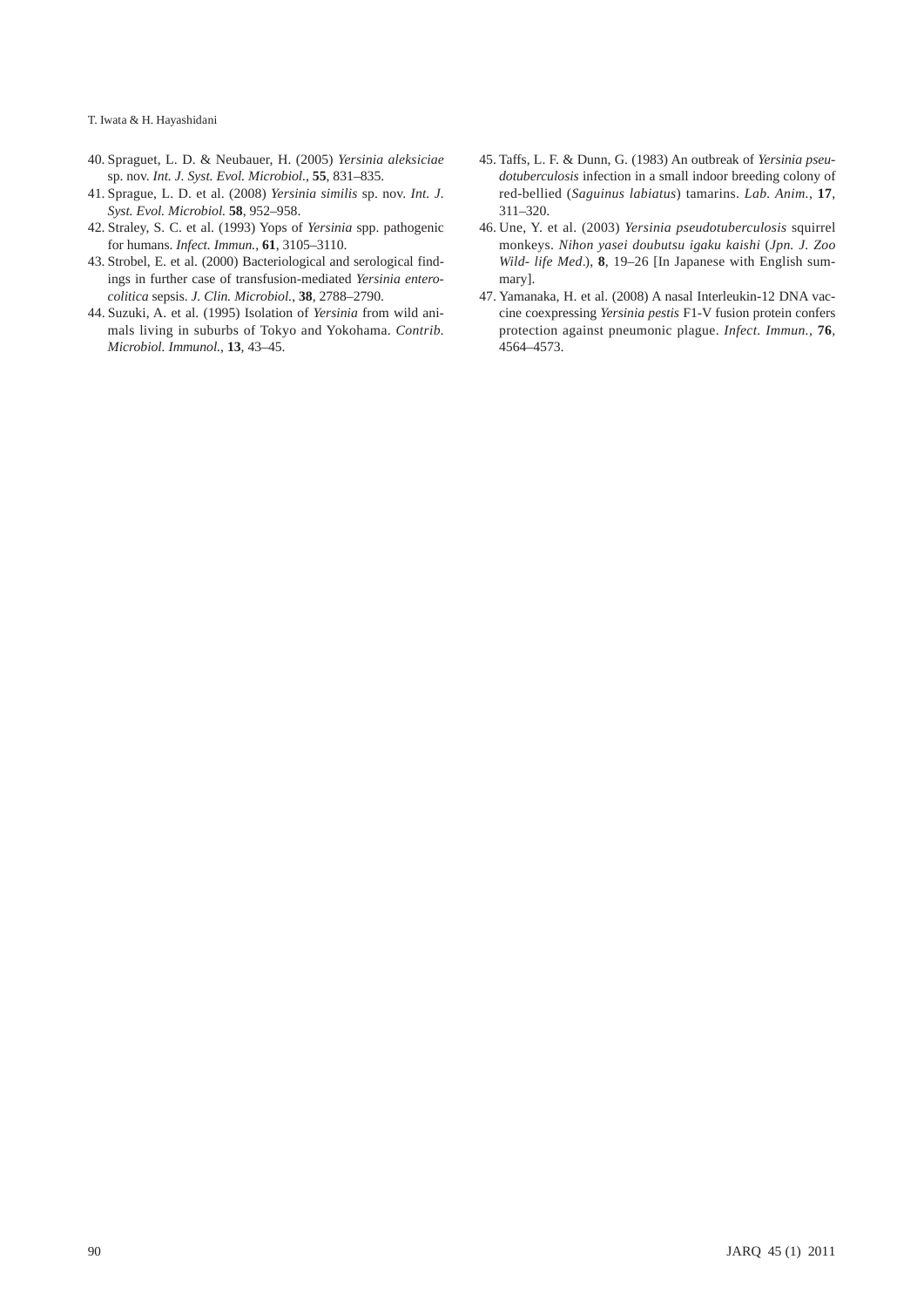40. Spraguet, L. D. & Neubauer, H. (2005) *Yersinia aleksiciae* sp. nov. *Int. J. Syst. Evol. Microbiol.*, **55**, 831–835.
41. Sprague, L. D. et al. (2008) *Yersinia similis* sp. nov. *Int. J. Syst. Evol. Microbiol.* **58**, 952–958.
42. Straley, S. C. et al. (1993) Yops of *Yersinia* spp. pathogenic for humans. *Infect. Immun.*, **61**, 3105–3110.
43. Strobel, E. et al. (2000) Bacteriological and serological findings in further case of transfusion-mediated *Yersinia enterocolitica* sepsis. *J. Clin. Microbiol.*, **38**, 2788–2790.
44. Suzuki, A. et al. (1995) Isolation of *Yersinia* from wild animals living in suburbs of Tokyo and Yokohama. *Contrib. Microbiol. Immunol.*, **13**, 43–45.
45. Taffs, L. F. & Dunn, G. (1983) An outbreak of *Yersinia pseudotuberculosis* infection in a small indoor breeding colony of red-bellied (*Saguinus labiatus*) tamarins. *Lab. Anim.*, **17**, 311–320.
46. Une, Y. et al. (2003) *Yersinia pseudotuberculosis* squirrel monkeys. *Nihon yasei doubutsu igaku kaishi* (*Jpn. J. Zoo Wild- life Med*.), **8**, 19–26 [In Japanese with English summary].
47. Yamanaka, H. et al. (2008) A nasal Interleukin-12 DNA vaccine coexpressing *Yersinia pestis* F1-V fusion protein confers protection against pneumonic plague. *Infect. Immun.*, **76**, 4564–4573.